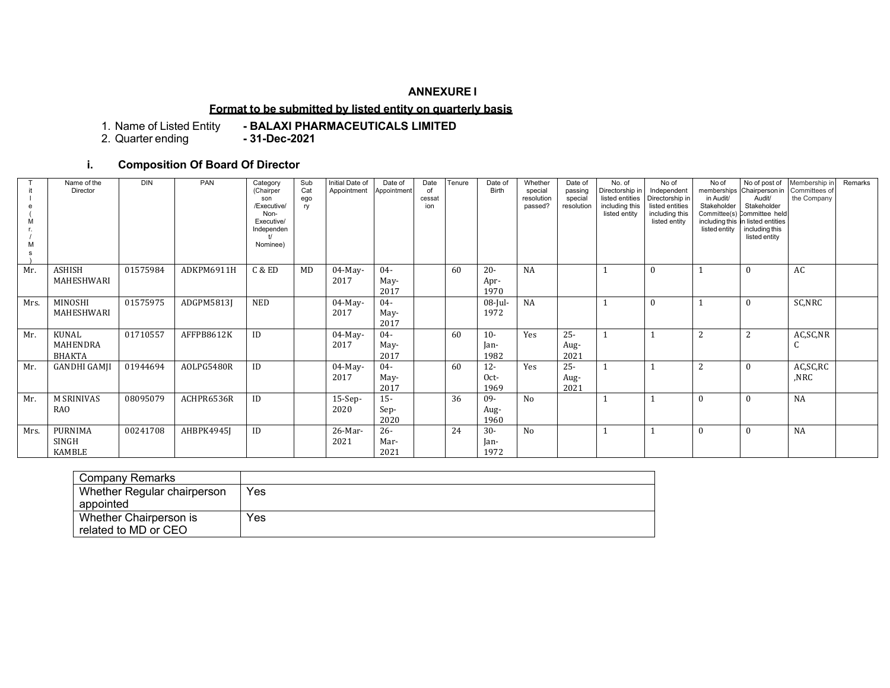# ANNEXURE I

## Format to be submitted by listed entity on quarterly basis

1. Name of Listed Entity - **BALAXI PHARMACEUTICALS LIMITED**
2. Quarter ending - **31-Dec-2021**

### i. Composition Of Board Of Director

| Title (Mr./Ms) | Name of the Director | DIN | PAN | Category (Chairperson/Executive/Non-Executive/Independent/Nominee) | Sub Category | Initial Date of Appointment | Date of Appointment | Date of cessation | Tenure | Date of Birth | Whether special resolution passed? | Date of passing special resolution | No. of Directorship in listed entities including this listed entity | No of Independent Directorship in listed entities including this listed entity | No of memberships in Audit/ Stakeholder Committee(s) including this listed entity | No of post of Chairperson in Audit/ Stakeholder Committee held in listed entities including this listed entity | Membership in Committees of the Company | Remarks |
|---|---|---|---|---|---|---|---|---|---|---|---|---|---|---|---|---|---|---|
| Mr. | ASHISH MAHESHWARI | 01575984 | ADKPM6911H | C & ED | MD | 04-May-2017 | 04-May-2017 | | 60 | 20-Apr-1970 | NA | | 1 | 0 | 1 | 0 | AC | |
| Mrs. | MINOSHI MAHESHWARI | 01575975 | ADGPM5813J | NED | | 04-May-2017 | 04-May-2017 | | | 08-Jul-1972 | NA | | 1 | 0 | 1 | 0 | SC,NRC | |
| Mr. | KUNAL MAHENDRA BHAKTA | 01710557 | AFFPB8612K | ID | | 04-May-2017 | 04-May-2017 | | 60 | 10-Jan-1982 | Yes | 25-Aug-2021 | 1 | 1 | 2 | 2 | AC,SC,NRC | |
| Mr. | GANDHI GAMJI | 01944694 | AOLPG5480R | ID | | 04-May-2017 | 04-May-2017 | | 60 | 12-Oct-1969 | Yes | 25-Aug-2021 | 1 | 1 | 2 | 0 | AC,SC,RC,NRC | |
| Mr. | M SRINIVAS RAO | 08095079 | ACHPR6536R | ID | | 15-Sep-2020 | 15-Sep-2020 | | 36 | 09-Aug-1960 | No | | 1 | 1 | 0 | 0 | NA | |
| Mrs. | PURNIMA SINGH KAMBLE | 00241708 | AHBPK4945J | ID | | 26-Mar-2021 | 26-Mar-2021 | | 24 | 30-Jan-1972 | No | | 1 | 1 | 0 | 0 | NA | |

| Company Remarks | |
|---|---|
| Whether Regular chairperson appointed | Yes |
| Whether Chairperson is related to MD or CEO | Yes |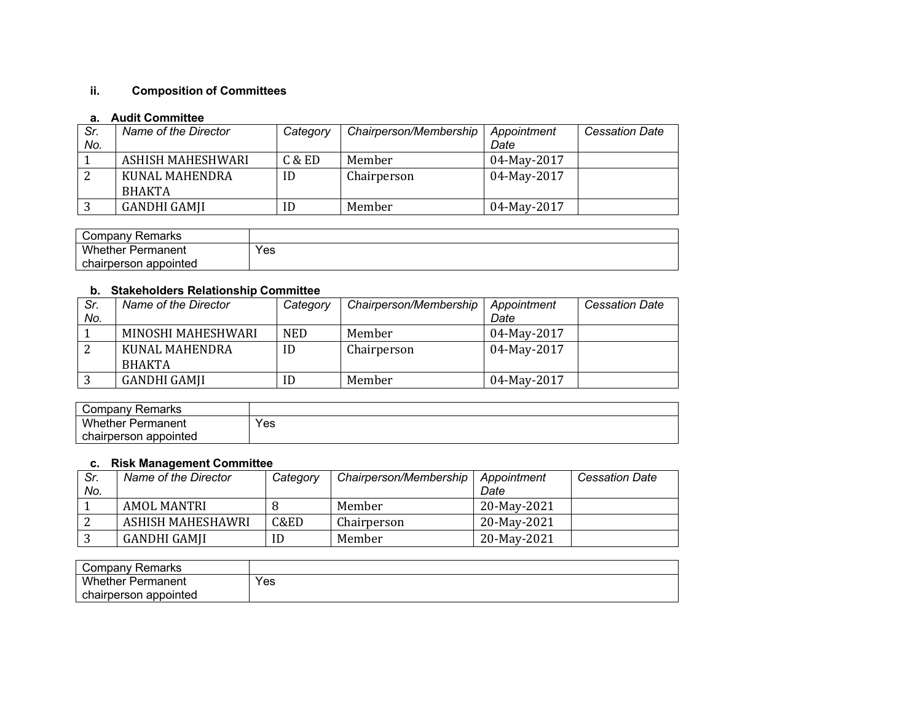## ii. Composition of Committees

### a. Audit Committee

| Sr. No. | Name of the Director | Category | Chairperson/Membership | Appointment Date | Cessation Date |
|---|---|---|---|---|---|
| 1 | ASHISH MAHESHWARI | C & ED | Member | 04-May-2017 | |
| 2 | KUNAL MAHENDRA BHAKTA | ID | Chairperson | 04-May-2017 | |
| 3 | GANDHI GAMJI | ID | Member | 04-May-2017 | |

| Company Remarks | |
|---|---|
| Whether Permanent chairperson appointed | Yes |

### b. Stakeholders Relationship Committee

| Sr. No. | Name of the Director | Category | Chairperson/Membership | Appointment Date | Cessation Date |
|---|---|---|---|---|---|
| 1 | MINOSHI MAHESHWARI | NED | Member | 04-May-2017 | |
| 2 | KUNAL MAHENDRA BHAKTA | ID | Chairperson | 04-May-2017 | |
| 3 | GANDHI GAMJI | ID | Member | 04-May-2017 | |

| Company Remarks | |
|---|---|
| Whether Permanent chairperson appointed | Yes |

### c. Risk Management Committee

| Sr. No. | Name of the Director | Category | Chairperson/Membership | Appointment Date | Cessation Date |
|---|---|---|---|---|---|
| 1 | AMOL MANTRI | 8 | Member | 20-May-2021 | |
| 2 | ASHISH MAHESHAWRI | C&ED | Chairperson | 20-May-2021 | |
| 3 | GANDHI GAMJI | ID | Member | 20-May-2021 | |

| Company Remarks | |
|---|---|
| Whether Permanent chairperson appointed | Yes |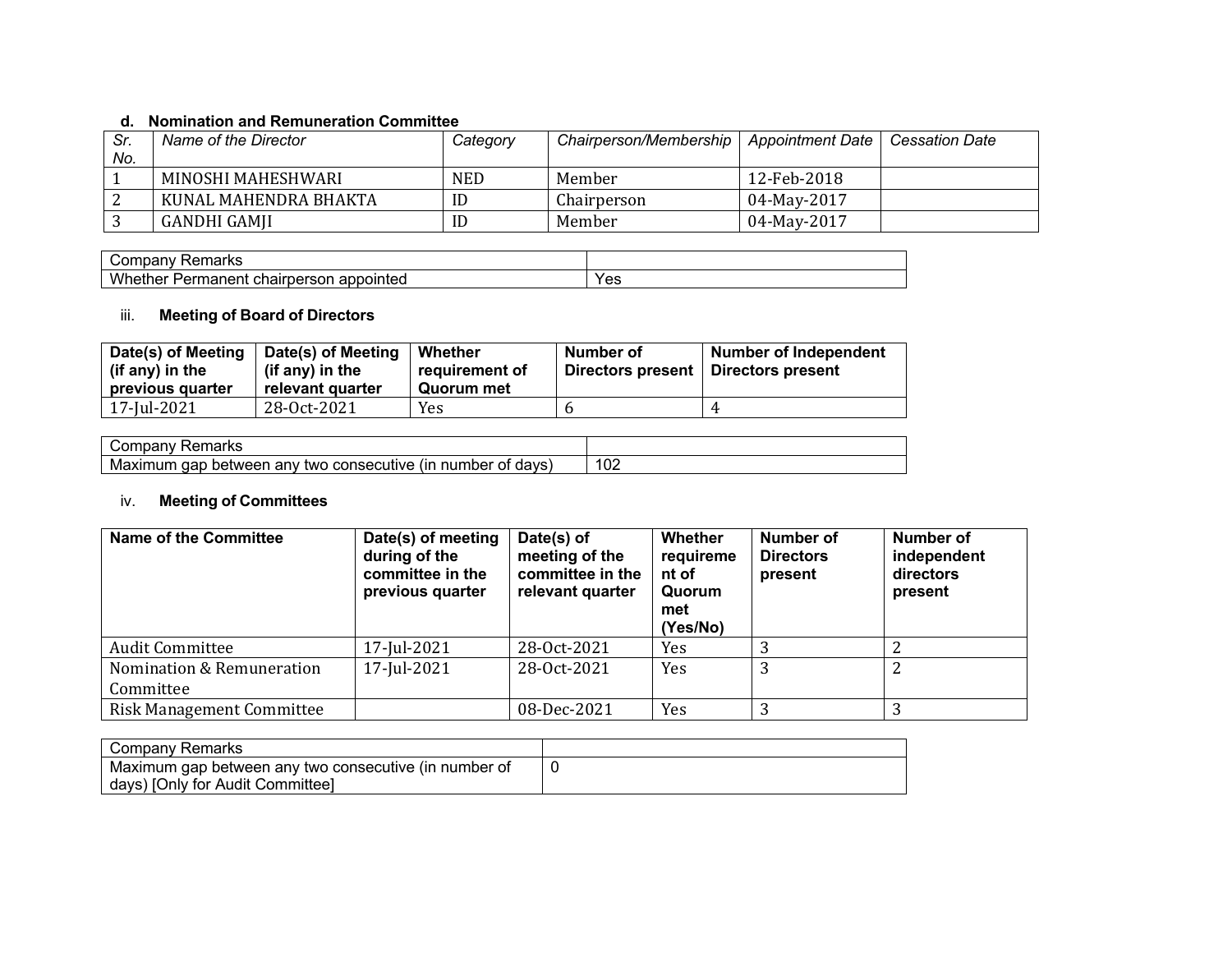### d. Nomination and Remuneration Committee

| Sr. No. | Name of the Director | Category | Chairperson/Membership | Appointment Date | Cessation Date |
|---|---|---|---|---|---|
| 1 | MINOSHI MAHESHWARI | NED | Member | 12-Feb-2018 | |
| 2 | KUNAL MAHENDRA BHAKTA | ID | Chairperson | 04-May-2017 | |
| 3 | GANDHI GAMJI | ID | Member | 04-May-2017 | |

| Company Remarks | |
|---|---|
| Whether Permanent chairperson appointed | Yes |

### iii. Meeting of Board of Directors

| Date(s) of Meeting (if any) in the previous quarter | Date(s) of Meeting (if any) in the relevant quarter | Whether requirement of Quorum met | Number of Directors present | Number of Independent Directors present |
|---|---|---|---|---|
| 17-Jul-2021 | 28-Oct-2021 | Yes | 6 | 4 |

| Company Remarks | |
|---|---|
| Maximum gap between any two consecutive (in number of days) | 102 |

### iv. Meeting of Committees

| Name of the Committee | Date(s) of meeting during of the committee in the previous quarter | Date(s) of meeting of the committee in the relevant quarter | Whether requirement of Quorum met (Yes/No) | Number of Directors present | Number of independent directors present |
|---|---|---|---|---|---|
| Audit Committee | 17-Jul-2021 | 28-Oct-2021 | Yes | 3 | 2 |
| Nomination & Remuneration Committee | 17-Jul-2021 | 28-Oct-2021 | Yes | 3 | 2 |
| Risk Management Committee | | 08-Dec-2021 | Yes | 3 | 3 |

| Company Remarks | |
|---|---|
| Maximum gap between any two consecutive (in number of days) [Only for Audit Committee] | 0 |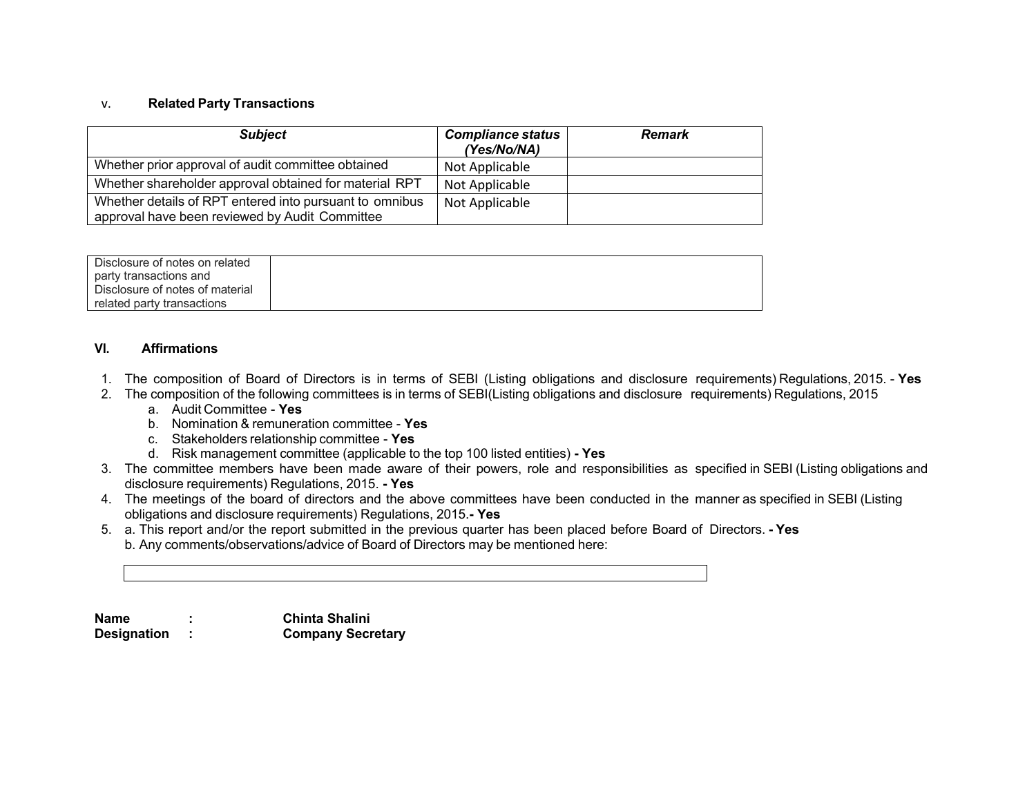### v. Related Party Transactions

| ***Subject*** | ***Compliance status (Yes/No/NA)*** | ***Remark*** |
|---|---|---|
| Whether prior approval of audit committee obtained | Not Applicable | |
| Whether shareholder approval obtained for material RPT | Not Applicable | |
| Whether details of RPT entered into pursuant to omnibus approval have been reviewed by Audit Committee | Not Applicable | |

| | |
|---|---|
| Disclosure of notes on related party transactions and Disclosure of notes of material related party transactions | |

### VI. Affirmations

1. The composition of Board of Directors is in terms of SEBI (Listing obligations and disclosure requirements) Regulations, 2015. - **Yes**
2. The composition of the following committees is in terms of SEBI(Listing obligations and disclosure requirements) Regulations, 2015
   a. Audit Committee - **Yes**
   b. Nomination & remuneration committee - **Yes**
   c. Stakeholders relationship committee - **Yes**
   d. Risk management committee (applicable to the top 100 listed entities) **- Yes**
3. The committee members have been made aware of their powers, role and responsibilities as specified in SEBI (Listing obligations and disclosure requirements) Regulations, 2015. **- Yes**
4. The meetings of the board of directors and the above committees have been conducted in the manner as specified in SEBI (Listing obligations and disclosure requirements) Regulations, 2015.**- Yes**
5. a. This report and/or the report submitted in the previous quarter has been placed before Board of Directors. **- Yes**
   b. Any comments/observations/advice of Board of Directors may be mentioned here:

**Name** : **Chinta Shalini**
**Designation** : **Company Secretary**